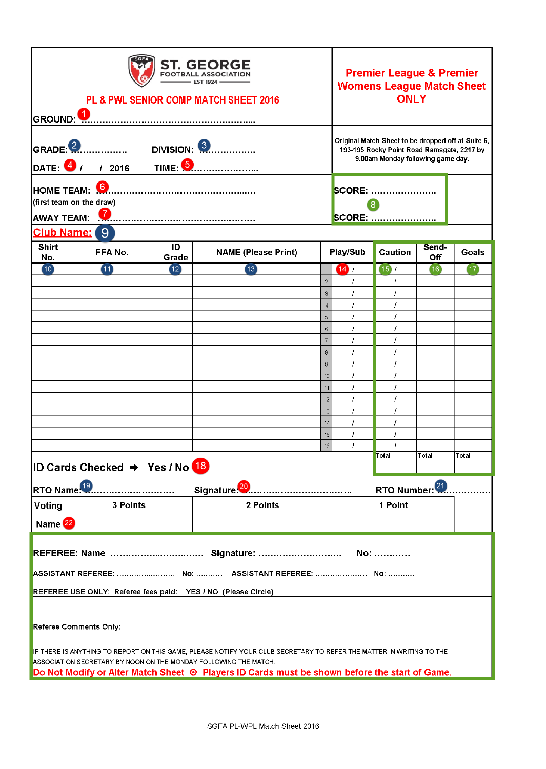**ST. GEORGE FOOTBALL ASSOCIATION** EST 1924

# PL & PWL SENIOR COMP MATCH SHEET 2016

**Premier League & Premier Womens League Match Sheet ONLY**

GROUND: 1 ……………………………………………………

Original Match Sheet to be dropped off at Suite 6, 193-195 Rocky Point Road Ramsgate, 2217 by 9.00am Monday following game day.

GRADE: 2 …………… DIVISION: 3 ……………

DATE: 4 / / 2016 TIME: 5 …………………

HOME TEAM: 6 ……………………………………………… SCORE: ………………… 8

(first team on the draw)

AWAY TEAM: 7 ……………………………………………… SCORE: …………………

**Club Name:** 9

| Shirt No. | FFA No. | ID Grade | NAME (Please Print) | Play/Sub | Caution | Send-Off | Goals |
|---|---|---|---|---|---|---|---|
| 10 | 11 | 12 | 13 | 1 14 / | 15 / | 16 | 17 |
| | | | | 2 / | / | | |
| | | | | 3 / | / | | |
| | | | | 4 / | / | | |
| | | | | 5 / | / | | |
| | | | | 6 / | / | | |
| | | | | 7 / | / | | |
| | | | | 8 / | / | | |
| | | | | 9 / | / | | |
| | | | | 10 / | / | | |
| | | | | 11 / | / | | |
| | | | | 12 / | / | | |
| | | | | 13 / | / | | |
| | | | | 14 / | / | | |
| | | | | 15 / | / | | |
| | | | | 16 / | / | | |
| | | | | | Total | Total | Total |

ID Cards Checked ➔ Yes / No 18

RTO Name: 19 ……………………… Signature: 20 ……………………………… RTO Number: 21 ……………

| Voting | 3 Points | 2 Points | 1 Point |
|---|---|---|---|
| Name 22 | | | |

REFEREE: Name …………………………… Signature: ……………………… No: …………

ASSISTANT REFEREE: …………………… No: ………. ASSISTANT REFEREE: ………………… No: ……….

REFEREE USE ONLY: Referee fees paid: YES / NO (Please Circle)

Referee Comments Only:

IF THERE IS ANYTHING TO REPORT ON THIS GAME, PLEASE NOTIFY YOUR CLUB SECRETARY TO REFER THE MATTER IN WRITING TO THE ASSOCIATION SECRETARY BY NOON ON THE MONDAY FOLLOWING THE MATCH.

**Do Not Modify or Alter Match Sheet ⊙ Players ID Cards must be shown before the start of Game.**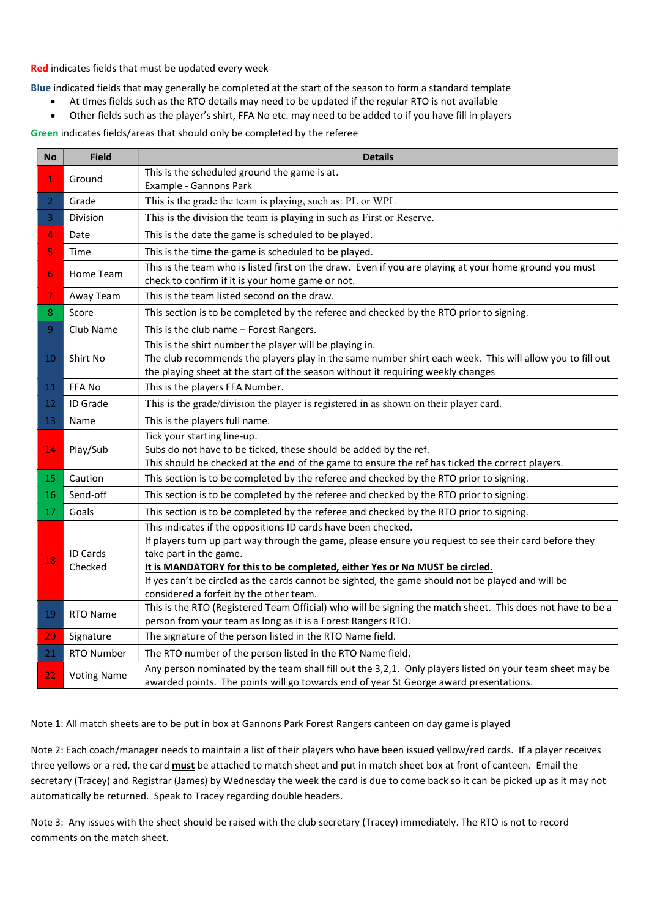**Red** indicates fields that must be updated every week

**Blue** indicated fields that may generally be completed at the start of the season to form a standard template

- At times fields such as the RTO details may need to be updated if the regular RTO is not available
- Other fields such as the player's shirt, FFA No etc. may need to be added to if you have fill in players

**Green** indicates fields/areas that should only be completed by the referee

| No | Field | Details |
|---|---|---|
| 1 | Ground | This is the scheduled ground the game is at.<br>Example - Gannons Park |
| 2 | Grade | This is the grade the team is playing, such as: PL or WPL |
| 3 | Division | This is the division the team is playing in such as First or Reserve. |
| 4 | Date | This is the date the game is scheduled to be played. |
| 5 | Time | This is the time the game is scheduled to be played. |
| 6 | Home Team | This is the team who is listed first on the draw. Even if you are playing at your home ground you must check to confirm if it is your home game or not. |
| 7 | Away Team | This is the team listed second on the draw. |
| 8 | Score | This section is to be completed by the referee and checked by the RTO prior to signing. |
| 9 | Club Name | This is the club name – Forest Rangers. |
| 10 | Shirt No | This is the shirt number the player will be playing in.<br>The club recommends the players play in the same number shirt each week. This will allow you to fill out the playing sheet at the start of the season without it requiring weekly changes |
| 11 | FFA No | This is the players FFA Number. |
| 12 | ID Grade | This is the grade/division the player is registered in as shown on their player card. |
| 13 | Name | This is the players full name. |
| 14 | Play/Sub | Tick your starting line-up.<br>Subs do not have to be ticked, these should be added by the ref.<br>This should be checked at the end of the game to ensure the ref has ticked the correct players. |
| 15 | Caution | This section is to be completed by the referee and checked by the RTO prior to signing. |
| 16 | Send-off | This section is to be completed by the referee and checked by the RTO prior to signing. |
| 17 | Goals | This section is to be completed by the referee and checked by the RTO prior to signing. |
| 18 | ID Cards Checked | This indicates if the oppositions ID cards have been checked.<br>If players turn up part way through the game, please ensure you request to see their card before they take part in the game.<br>**<u>It is MANDATORY for this to be completed, either Yes or No MUST be circled.</u>**<br>If yes can't be circled as the cards cannot be sighted, the game should not be played and will be considered a forfeit by the other team. |
| 19 | RTO Name | This is the RTO (Registered Team Official) who will be signing the match sheet. This does not have to be a person from your team as long as it is a Forest Rangers RTO. |
| 20 | Signature | The signature of the person listed in the RTO Name field. |
| 21 | RTO Number | The RTO number of the person listed in the RTO Name field. |
| 22 | Voting Name | Any person nominated by the team shall fill out the 3,2,1. Only players listed on your team sheet may be awarded points. The points will go towards end of year St George award presentations. |

Note 1: All match sheets are to be put in box at Gannons Park Forest Rangers canteen on day game is played

Note 2: Each coach/manager needs to maintain a list of their players who have been issued yellow/red cards. If a player receives three yellows or a red, the card **<u>must</u>** be attached to match sheet and put in match sheet box at front of canteen. Email the secretary (Tracey) and Registrar (James) by Wednesday the week the card is due to come back so it can be picked up as it may not automatically be returned. Speak to Tracey regarding double headers.

Note 3: Any issues with the sheet should be raised with the club secretary (Tracey) immediately. The RTO is not to record comments on the match sheet.